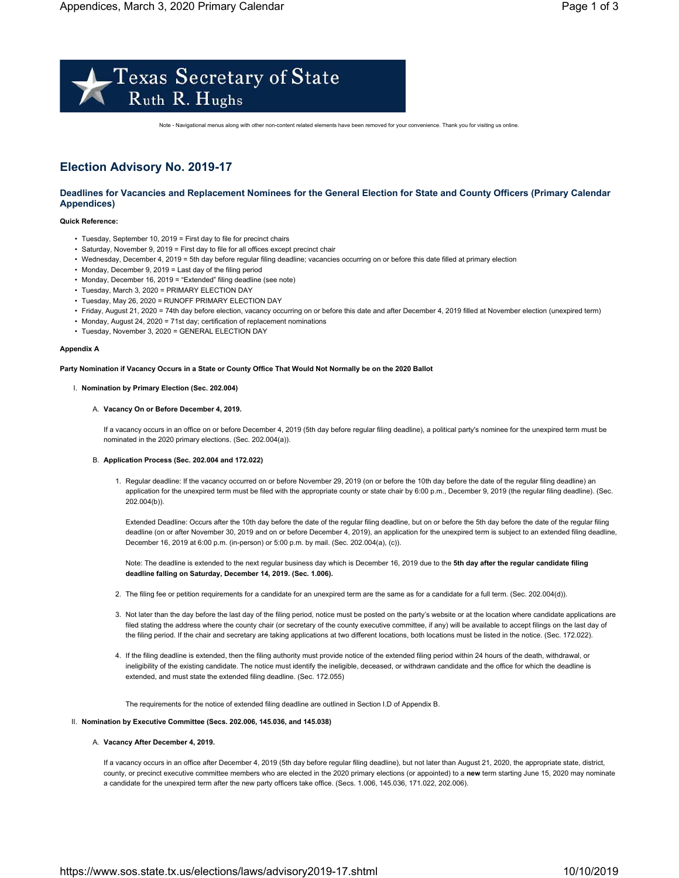Texas Secretary of State
Ruth R. Hughs

Note - Navigational menus along with other non-content related elements have been removed for your convenience. Thank you for visiting us online.

# Election Advisory No. 2019-17

## Deadlines for Vacancies and Replacement Nominees for the General Election for State and County Officers (Primary Calendar Appendices)

**Quick Reference:**

- Tuesday, September 10, 2019 = First day to file for precinct chairs
- Saturday, November 9, 2019 = First day to file for all offices except precinct chair
- Wednesday, December 4, 2019 = 5th day before regular filing deadline; vacancies occurring on or before this date filled at primary election
- Monday, December 9, 2019 = Last day of the filing period
- Monday, December 16, 2019 = "Extended" filing deadline (see note)
- Tuesday, March 3, 2020 = PRIMARY ELECTION DAY
- Tuesday, May 26, 2020 = RUNOFF PRIMARY ELECTION DAY
- Friday, August 21, 2020 = 74th day before election, vacancy occurring on or before this date and after December 4, 2019 filled at November election (unexpired term)
- Monday, August 24, 2020 = 71st day; certification of replacement nominations
- Tuesday, November 3, 2020 = GENERAL ELECTION DAY

**Appendix A**

**Party Nomination if Vacancy Occurs in a State or County Office That Would Not Normally be on the 2020 Ballot**

I. **Nomination by Primary Election (Sec. 202.004)**

   A. **Vacancy On or Before December 4, 2019.**

   If a vacancy occurs in an office on or before December 4, 2019 (5th day before regular filing deadline), a political party's nominee for the unexpired term must be nominated in the 2020 primary elections. (Sec. 202.004(a)).

   B. **Application Process (Sec. 202.004 and 172.022)**

   1. Regular deadline: If the vacancy occurred on or before November 29, 2019 (on or before the 10th day before the date of the regular filing deadline) an application for the unexpired term must be filed with the appropriate county or state chair by 6:00 p.m., December 9, 2019 (the regular filing deadline). (Sec. 202.004(b)).

      Extended Deadline: Occurs after the 10th day before the date of the regular filing deadline, but on or before the 5th day before the date of the regular filing deadline (on or after November 30, 2019 and on or before December 4, 2019), an application for the unexpired term is subject to an extended filing deadline, December 16, 2019 at 6:00 p.m. (in-person) or 5:00 p.m. by mail. (Sec. 202.004(a), (c)).

      Note: The deadline is extended to the next regular business day which is December 16, 2019 due to the **5th day after the regular candidate filing deadline falling on Saturday, December 14, 2019. (Sec. 1.006).**

   2. The filing fee or petition requirements for a candidate for an unexpired term are the same as for a candidate for a full term. (Sec. 202.004(d)).

   3. Not later than the day before the last day of the filing period, notice must be posted on the party's website or at the location where candidate applications are filed stating the address where the county chair (or secretary of the county executive committee, if any) will be available to accept filings on the last day of the filing period. If the chair and secretary are taking applications at two different locations, both locations must be listed in the notice. (Sec. 172.022).

   4. If the filing deadline is extended, then the filing authority must provide notice of the extended filing period within 24 hours of the death, withdrawal, or ineligibility of the existing candidate. The notice must identify the ineligible, deceased, or withdrawn candidate and the office for which the deadline is extended, and must state the extended filing deadline. (Sec. 172.055)

      The requirements for the notice of extended filing deadline are outlined in Section I.D of Appendix B.

II. **Nomination by Executive Committee (Secs. 202.006, 145.036, and 145.038)**

   A. **Vacancy After December 4, 2019.**

   If a vacancy occurs in an office after December 4, 2019 (5th day before regular filing deadline), but not later than August 21, 2020, the appropriate state, district, county, or precinct executive committee members who are elected in the 2020 primary elections (or appointed) to a **new** term starting June 15, 2020 may nominate a candidate for the unexpired term after the new party officers take office. (Secs. 1.006, 145.036, 171.022, 202.006).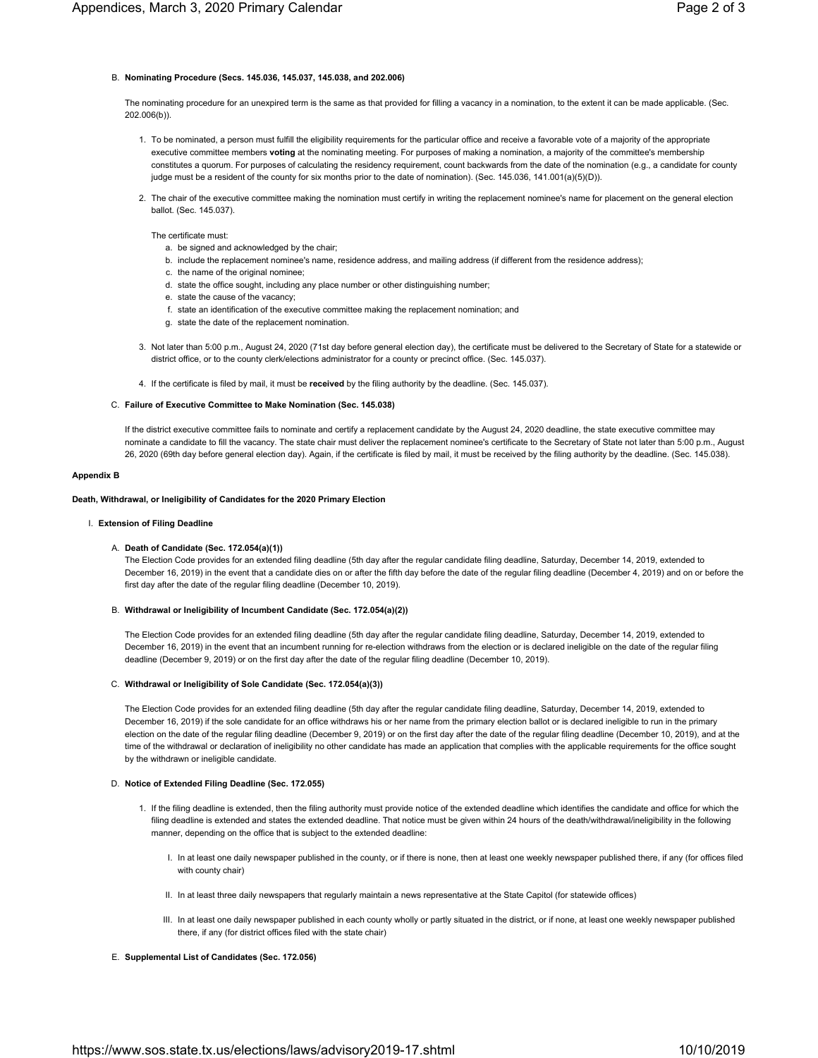B. **Nominating Procedure (Secs. 145.036, 145.037, 145.038, and 202.006)**

The nominating procedure for an unexpired term is the same as that provided for filling a vacancy in a nomination, to the extent it can be made applicable. (Sec. 202.006(b)).

1. To be nominated, a person must fulfill the eligibility requirements for the particular office and receive a favorable vote of a majority of the appropriate executive committee members **voting** at the nominating meeting. For purposes of making a nomination, a majority of the committee's membership constitutes a quorum. For purposes of calculating the residency requirement, count backwards from the date of the nomination (e.g., a candidate for county judge must be a resident of the county for six months prior to the date of nomination). (Sec. 145.036, 141.001(a)(5)(D)).

2. The chair of the executive committee making the nomination must certify in writing the replacement nominee's name for placement on the general election ballot. (Sec. 145.037).

   The certificate must:

   a. be signed and acknowledged by the chair;
   b. include the replacement nominee's name, residence address, and mailing address (if different from the residence address);
   c. the name of the original nominee;
   d. state the office sought, including any place number or other distinguishing number;
   e. state the cause of the vacancy;
   f. state an identification of the executive committee making the replacement nomination; and
   g. state the date of the replacement nomination.

3. Not later than 5:00 p.m., August 24, 2020 (71st day before general election day), the certificate must be delivered to the Secretary of State for a statewide or district office, or to the county clerk/elections administrator for a county or precinct office. (Sec. 145.037).

4. If the certificate is filed by mail, it must be **received** by the filing authority by the deadline. (Sec. 145.037).

C. **Failure of Executive Committee to Make Nomination (Sec. 145.038)**

If the district executive committee fails to nominate and certify a replacement candidate by the August 24, 2020 deadline, the state executive committee may nominate a candidate to fill the vacancy. The state chair must deliver the replacement nominee's certificate to the Secretary of State not later than 5:00 p.m., August 26, 2020 (69th day before general election day). Again, if the certificate is filed by mail, it must be received by the filing authority by the deadline. (Sec. 145.038).

**Appendix B**

**Death, Withdrawal, or Ineligibility of Candidates for the 2020 Primary Election**

I. **Extension of Filing Deadline**

A. **Death of Candidate (Sec. 172.054(a)(1))**

The Election Code provides for an extended filing deadline (5th day after the regular candidate filing deadline, Saturday, December 14, 2019, extended to December 16, 2019) in the event that a candidate dies on or after the fifth day before the date of the regular filing deadline (December 4, 2019) and on or before the first day after the date of the regular filing deadline (December 10, 2019).

B. **Withdrawal or Ineligibility of Incumbent Candidate (Sec. 172.054(a)(2))**

The Election Code provides for an extended filing deadline (5th day after the regular candidate filing deadline, Saturday, December 14, 2019, extended to December 16, 2019) in the event that an incumbent running for re-election withdraws from the election or is declared ineligible on the date of the regular filing deadline (December 9, 2019) or on the first day after the date of the regular filing deadline (December 10, 2019).

C. **Withdrawal or Ineligibility of Sole Candidate (Sec. 172.054(a)(3))**

The Election Code provides for an extended filing deadline (5th day after the regular candidate filing deadline, Saturday, December 14, 2019, extended to December 16, 2019) if the sole candidate for an office withdraws his or her name from the primary election ballot or is declared ineligible to run in the primary election on the date of the regular filing deadline (December 9, 2019) or on the first day after the date of the regular filing deadline (December 10, 2019), and at the time of the withdrawal or declaration of ineligibility no other candidate has made an application that complies with the applicable requirements for the office sought by the withdrawn or ineligible candidate.

D. **Notice of Extended Filing Deadline (Sec. 172.055)**

1. If the filing deadline is extended, then the filing authority must provide notice of the extended deadline which identifies the candidate and office for which the filing deadline is extended and states the extended deadline. That notice must be given within 24 hours of the death/withdrawal/ineligibility in the following manner, depending on the office that is subject to the extended deadline:

   I. In at least one daily newspaper published in the county, or if there is none, then at least one weekly newspaper published there, if any (for offices filed with county chair)

   II. In at least three daily newspapers that regularly maintain a news representative at the State Capitol (for statewide offices)

   III. In at least one daily newspaper published in each county wholly or partly situated in the district, or if none, at least one weekly newspaper published there, if any (for district offices filed with the state chair)

E. **Supplemental List of Candidates (Sec. 172.056)**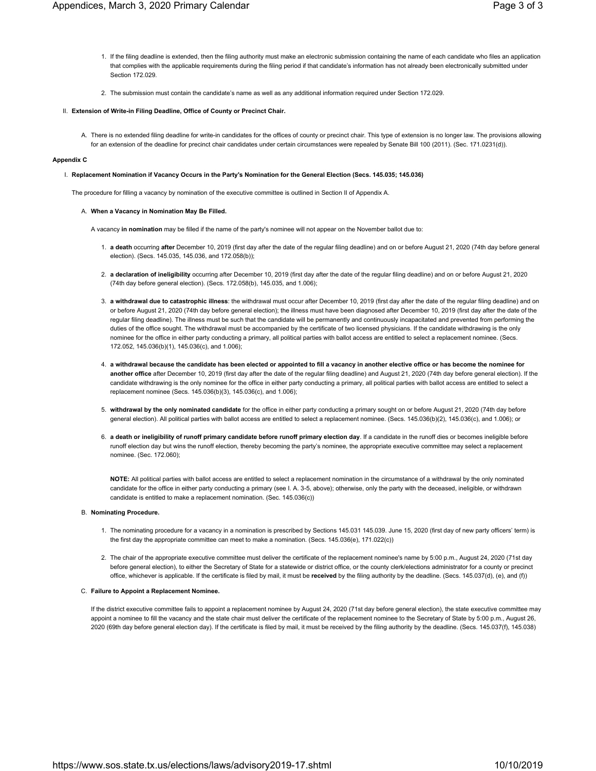1. If the filing deadline is extended, then the filing authority must make an electronic submission containing the name of each candidate who files an application that complies with the applicable requirements during the filing period if that candidate's information has not already been electronically submitted under Section 172.029.

2. The submission must contain the candidate's name as well as any additional information required under Section 172.029.

II. **Extension of Write-in Filing Deadline, Office of County or Precinct Chair.**

A. There is no extended filing deadline for write-in candidates for the offices of county or precinct chair. This type of extension is no longer law. The provisions allowing for an extension of the deadline for precinct chair candidates under certain circumstances were repealed by Senate Bill 100 (2011). (Sec. 171.0231(d)).

**Appendix C**

I. **Replacement Nomination if Vacancy Occurs in the Party's Nomination for the General Election (Secs. 145.035; 145.036)**

The procedure for filling a vacancy by nomination of the executive committee is outlined in Section II of Appendix A.

A. **When a Vacancy in Nomination May Be Filled.**

A vacancy **in nomination** may be filled if the name of the party's nominee will not appear on the November ballot due to:

1. **a death** occurring **after** December 10, 2019 (first day after the date of the regular filing deadline) and on or before August 21, 2020 (74th day before general election). (Secs. 145.035, 145.036, and 172.058(b));

2. **a declaration of ineligibility** occurring after December 10, 2019 (first day after the date of the regular filing deadline) and on or before August 21, 2020 (74th day before general election). (Secs. 172.058(b), 145.035, and 1.006);

3. **a withdrawal due to catastrophic illness**: the withdrawal must occur after December 10, 2019 (first day after the date of the regular filing deadline) and on or before August 21, 2020 (74th day before general election); the illness must have been diagnosed after December 10, 2019 (first day after the date of the regular filing deadline). The illness must be such that the candidate will be permanently and continuously incapacitated and prevented from performing the duties of the office sought. The withdrawal must be accompanied by the certificate of two licensed physicians. If the candidate withdrawing is the only nominee for the office in either party conducting a primary, all political parties with ballot access are entitled to select a replacement nominee. (Secs. 172.052, 145.036(b)(1), 145.036(c), and 1.006);

4. **a withdrawal because the candidate has been elected or appointed to fill a vacancy in another elective office or has become the nominee for another office** after December 10, 2019 (first day after the date of the regular filing deadline) and August 21, 2020 (74th day before general election). If the candidate withdrawing is the only nominee for the office in either party conducting a primary, all political parties with ballot access are entitled to select a replacement nominee (Secs. 145.036(b)(3), 145.036(c), and 1.006);

5. **withdrawal by the only nominated candidate** for the office in either party conducting a primary sought on or before August 21, 2020 (74th day before general election). All political parties with ballot access are entitled to select a replacement nominee. (Secs. 145.036(b)(2), 145.036(c), and 1.006); or

6. **a death or ineligibility of runoff primary candidate before runoff primary election day**. If a candidate in the runoff dies or becomes ineligible before runoff election day but wins the runoff election, thereby becoming the party's nominee, the appropriate executive committee may select a replacement nominee. (Sec. 172.060);

**NOTE:** All political parties with ballot access are entitled to select a replacement nomination in the circumstance of a withdrawal by the only nominated candidate for the office in either party conducting a primary (see I. A. 3-5, above); otherwise, only the party with the deceased, ineligible, or withdrawn candidate is entitled to make a replacement nomination. (Sec. 145.036(c))

B. **Nominating Procedure.**

1. The nominating procedure for a vacancy in a nomination is prescribed by Sections 145.031 145.039. June 15, 2020 (first day of new party officers' term) is the first day the appropriate committee can meet to make a nomination. (Secs. 145.036(e), 171.022(c))

2. The chair of the appropriate executive committee must deliver the certificate of the replacement nominee's name by 5:00 p.m., August 24, 2020 (71st day before general election), to either the Secretary of State for a statewide or district office, or the county clerk/elections administrator for a county or precinct office, whichever is applicable. If the certificate is filed by mail, it must be **received** by the filing authority by the deadline. (Secs. 145.037(d), (e), and (f))

C. **Failure to Appoint a Replacement Nominee.**

If the district executive committee fails to appoint a replacement nominee by August 24, 2020 (71st day before general election), the state executive committee may appoint a nominee to fill the vacancy and the state chair must deliver the certificate of the replacement nominee to the Secretary of State by 5:00 p.m., August 26, 2020 (69th day before general election day). If the certificate is filed by mail, it must be received by the filing authority by the deadline. (Secs. 145.037(f), 145.038)